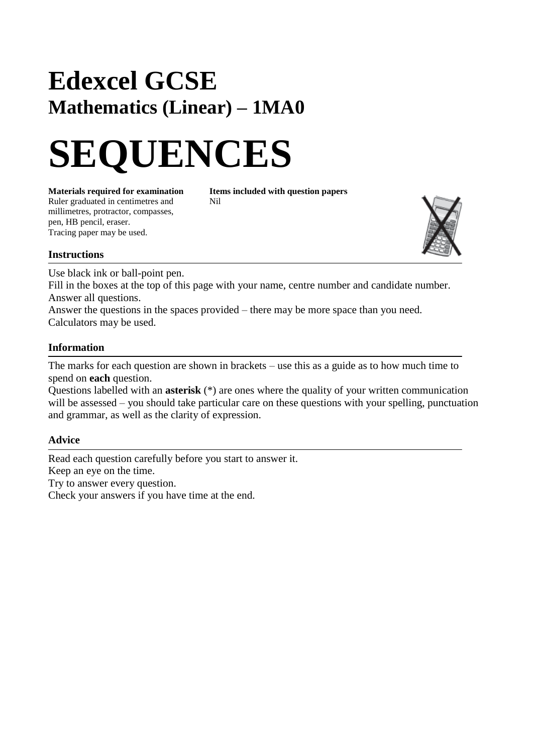# Edexcel GCSE

## Mathematics (Linear) – 1MA0

# SEQUENCES

**Materials required for examination**
Ruler graduated in centimetres and millimetres, protractor, compasses, pen, HB pencil, eraser.
Tracing paper may be used.

**Items included with question papers**
Nil

### Instructions

Use black ink or ball-point pen.
Fill in the boxes at the top of this page with your name, centre number and candidate number.
Answer all questions.
Answer the questions in the spaces provided – there may be more space than you need.
Calculators may be used.

### Information

The marks for each question are shown in brackets – use this as a guide as to how much time to spend on **each** question.
Questions labelled with an **asterisk** (*) are ones where the quality of your written communication will be assessed – you should take particular care on these questions with your spelling, punctuation and grammar, as well as the clarity of expression.

### Advice

Read each question carefully before you start to answer it.
Keep an eye on the time.
Try to answer every question.
Check your answers if you have time at the end.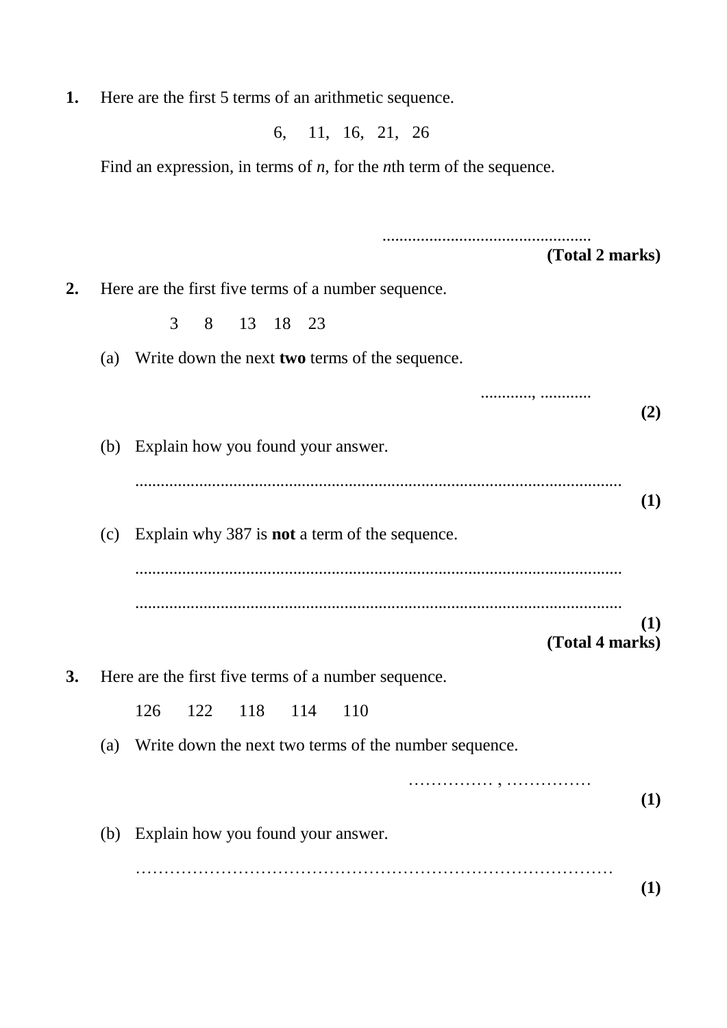**1.** Here are the first 5 terms of an arithmetic sequence.

6, 11, 16, 21, 26

Find an expression, in terms of $n$, for the $n$th term of the sequence.

.................................................

**(Total 2 marks)**

**2.** Here are the first five terms of a number sequence.

3 8 13 18 23

(a) Write down the next **two** terms of the sequence.

............, ............

**(2)**

(b) Explain how you found your answer.

.................................................................................................................

**(1)**

(c) Explain why 387 is **not** a term of the sequence.

.................................................................................................................

.................................................................................................................

**(1)**

**(Total 4 marks)**

**3.** Here are the first five terms of a number sequence.

126 122 118 114 110

(a) Write down the next two terms of the number sequence.

…………… , ……………

**(1)**

(b) Explain how you found your answer.

…………………………………………………………………………

**(1)**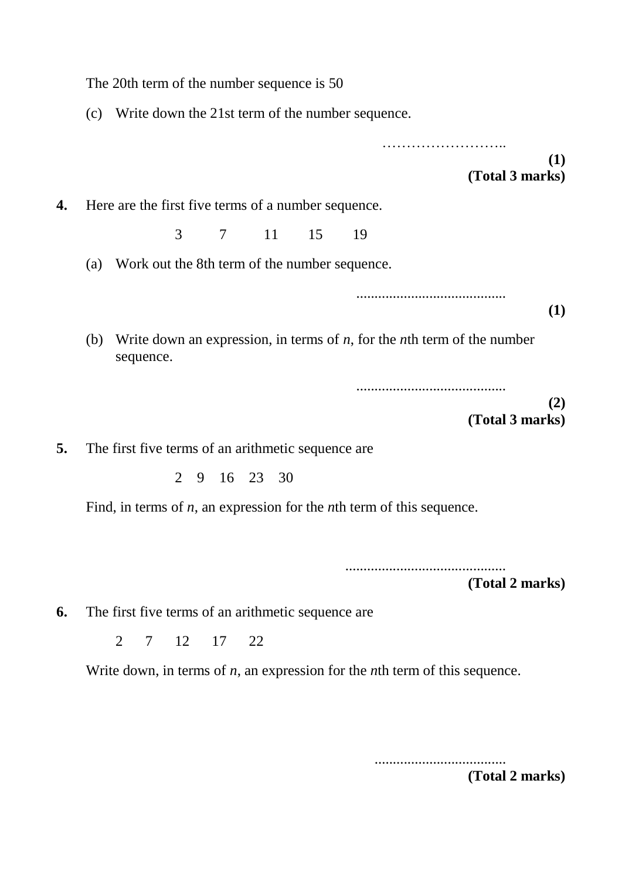The 20th term of the number sequence is 50

(c) Write down the 21st term of the number sequence.

……………………..

**(1)**
**(Total 3 marks)**

**4.** Here are the first five terms of a number sequence.

3  7  11  15  19

(a) Work out the 8th term of the number sequence.

.........................................

**(1)**

(b) Write down an expression, in terms of *n*, for the *n*th term of the number sequence.

.........................................

**(2)**
**(Total 3 marks)**

**5.** The first five terms of an arithmetic sequence are

2  9  16  23  30

Find, in terms of *n*, an expression for the *n*th term of this sequence.

............................................

**(Total 2 marks)**

**6.** The first five terms of an arithmetic sequence are

2  7  12  17  22

Write down, in terms of *n*, an expression for the *n*th term of this sequence.

....................................

**(Total 2 marks)**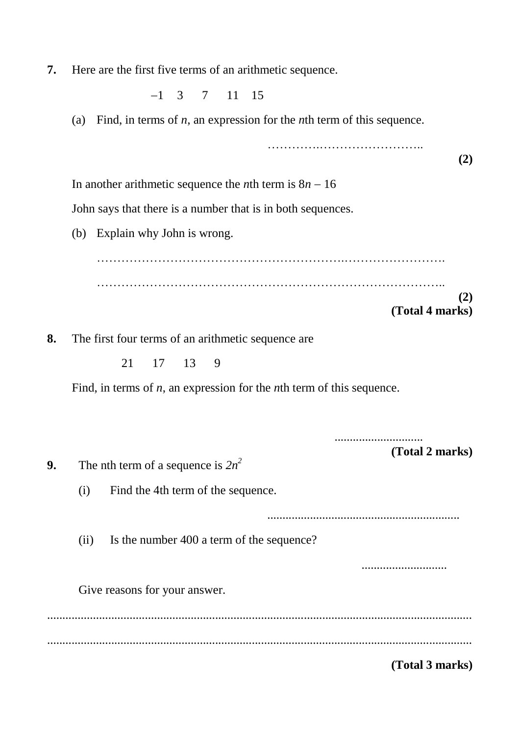**7.** Here are the first five terms of an arithmetic sequence.

$-1 \quad 3 \quad 7 \quad 11 \quad 15$

(a) Find, in terms of *n*, an expression for the *n*th term of this sequence.

……………………………………..

**(2)**

In another arithmetic sequence the *n*th term is $8n - 16$

John says that there is a number that is in both sequences.

(b) Explain why John is wrong.

…………………………………………………………………………………….

…………………………………………………………………………………….

**(2)**
**(Total 4 marks)**

**8.** The first four terms of an arithmetic sequence are

$21 \quad 17 \quad 13 \quad 9$

Find, in terms of *n*, an expression for the *n*th term of this sequence.

............................

**(Total 2 marks)**

**9.** The nth term of a sequence is $2n^2$

(i) Find the 4th term of the sequence.

..............................................................

(ii) Is the number 400 a term of the sequence?

............................

Give reasons for your answer.

..............................................................................................................................................

..............................................................................................................................................

**(Total 3 marks)**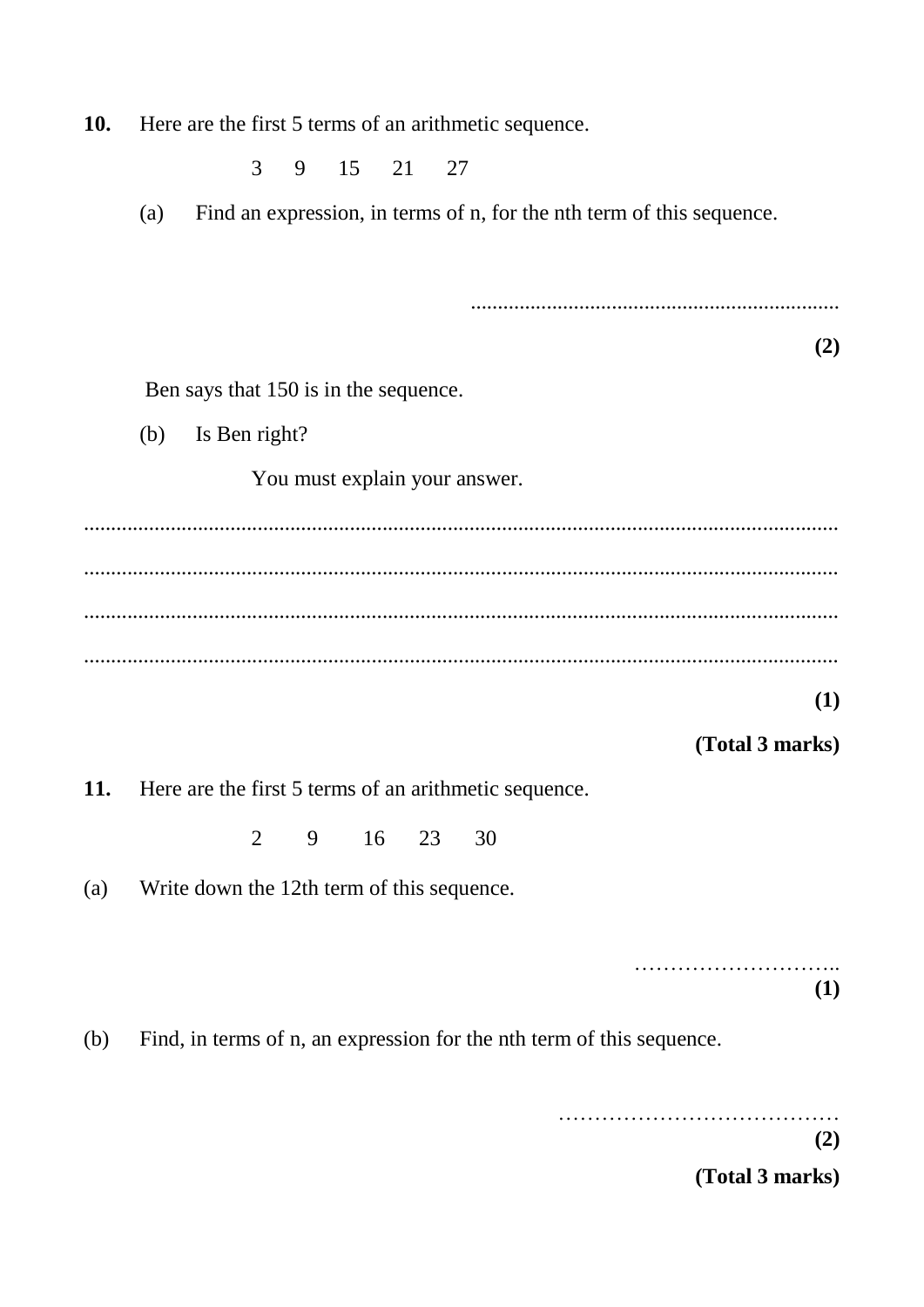**10.** Here are the first 5 terms of an arithmetic sequence.

3 9 15 21 27

(a) Find an expression, in terms of n, for the nth term of this sequence.

..................................................................

**(2)**

Ben says that 150 is in the sequence.

(b) Is Ben right?

You must explain your answer.

..........................................................................................................................................

..........................................................................................................................................

..........................................................................................................................................

..........................................................................................................................................

**(1)**

**(Total 3 marks)**

**11.** Here are the first 5 terms of an arithmetic sequence.

2 9 16 23 30

(a) Write down the 12th term of this sequence.

………………………..

**(1)**

(b) Find, in terms of n, an expression for the nth term of this sequence.

…………………………………

**(2)**

**(Total 3 marks)**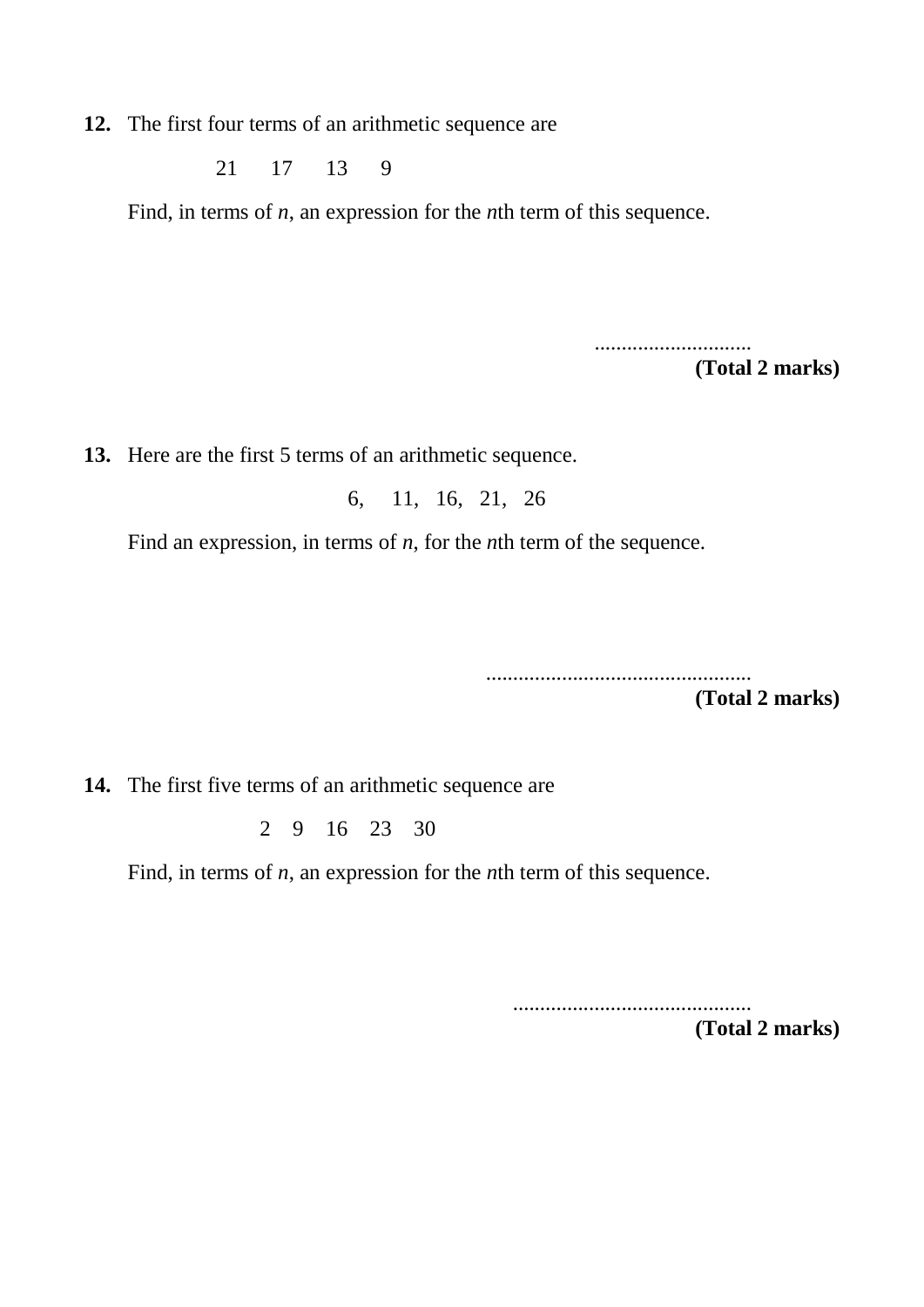**12.** The first four terms of an arithmetic sequence are

21  17  13  9

Find, in terms of *n*, an expression for the *n*th term of this sequence.

..............................

**(Total 2 marks)**

**13.** Here are the first 5 terms of an arithmetic sequence.

6,  11,  16,  21,  26

Find an expression, in terms of *n*, for the *n*th term of the sequence.

..................................................

**(Total 2 marks)**

**14.** The first five terms of an arithmetic sequence are

2  9  16  23  30

Find, in terms of *n*, an expression for the *n*th term of this sequence.

.............................................

**(Total 2 marks)**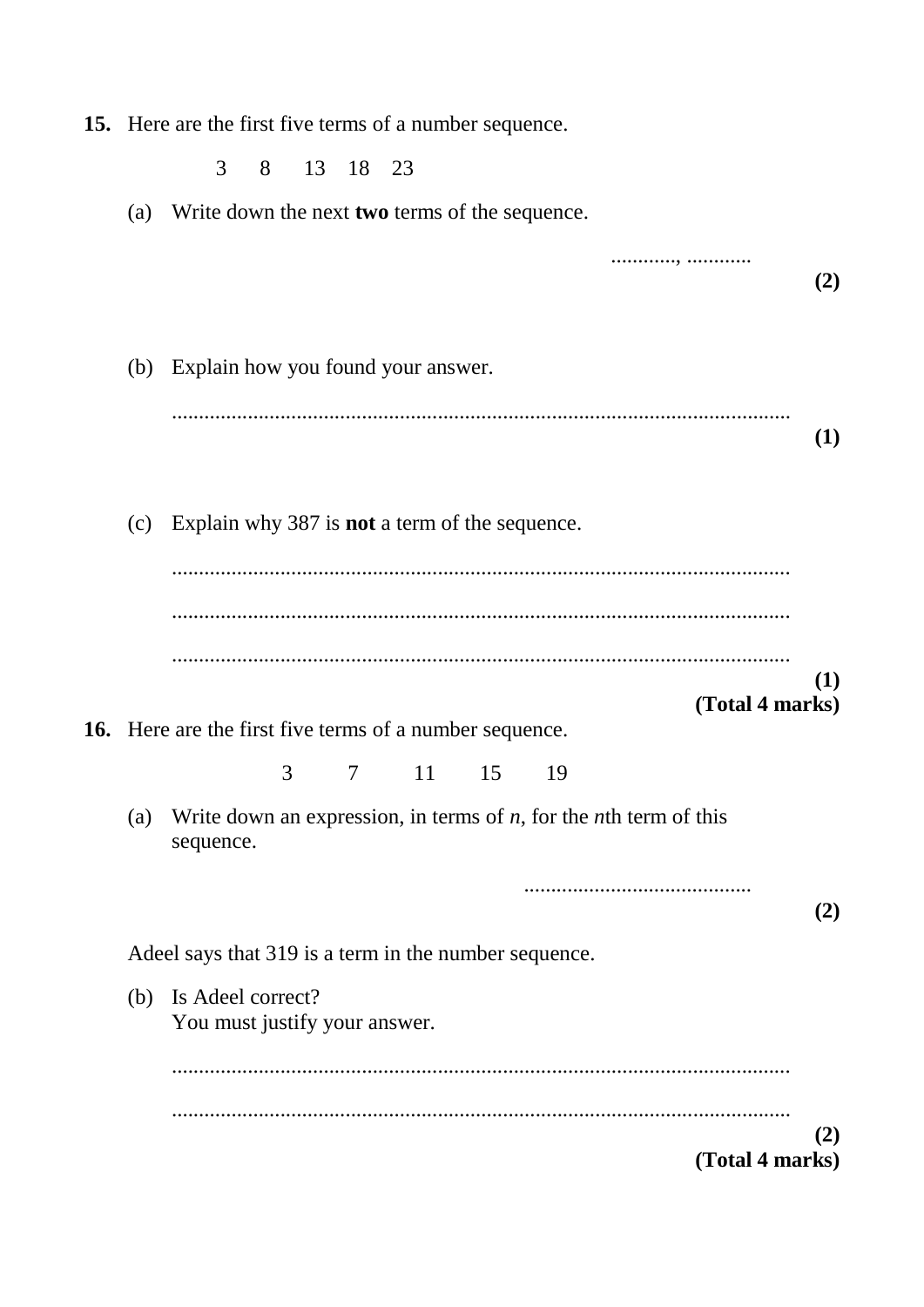**15.** Here are the first five terms of a number sequence.

3   8   13   18   23

(a) Write down the next **two** terms of the sequence.

............, ............

**(2)**

(b) Explain how you found your answer.

..................................................................................................................

**(1)**

(c) Explain why 387 is **not** a term of the sequence.

..................................................................................................................

..................................................................................................................

..................................................................................................................

**(1)**

**(Total 4 marks)**

**16.** Here are the first five terms of a number sequence.

3   7   11   15   19

(a) Write down an expression, in terms of $n$, for the $n$th term of this sequence.

..........................................

**(2)**

Adeel says that 319 is a term in the number sequence.

(b) Is Adeel correct?
You must justify your answer.

..................................................................................................................

..................................................................................................................

**(2)**

**(Total 4 marks)**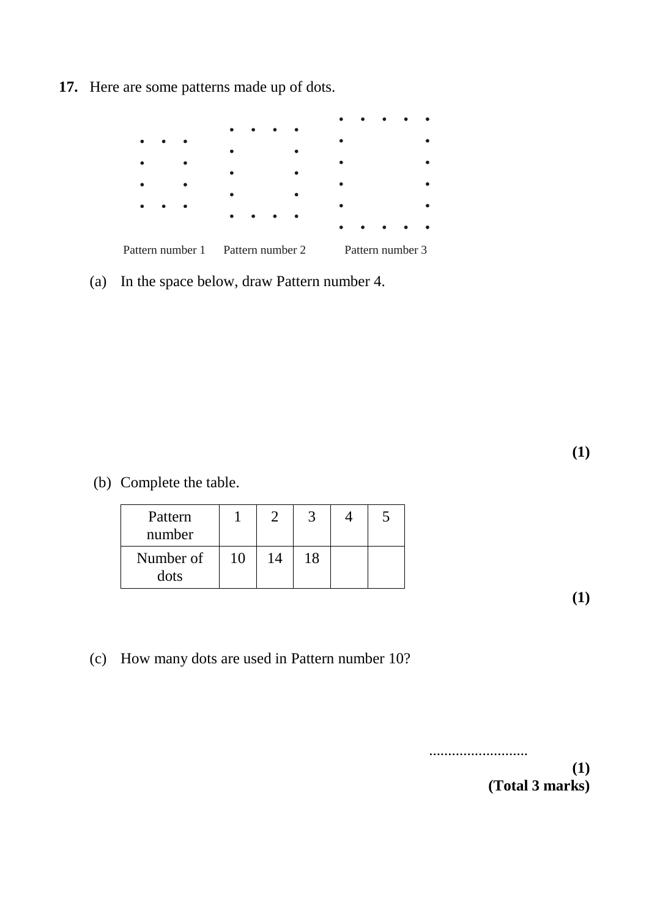**17.** Here are some patterns made up of dots.

Pattern number 1 Pattern number 2 Pattern number 3

(a) In the space below, draw Pattern number 4.

**(1)**

(b) Complete the table.

| Pattern number | 1 | 2 | 3 | 4 | 5 |
|---|---|---|---|---|---|
| Number of dots | 10 | 14 | 18 | | |

**(1)**

(c) How many dots are used in Pattern number 10?

..........................

**(1)**

**(Total 3 marks)**